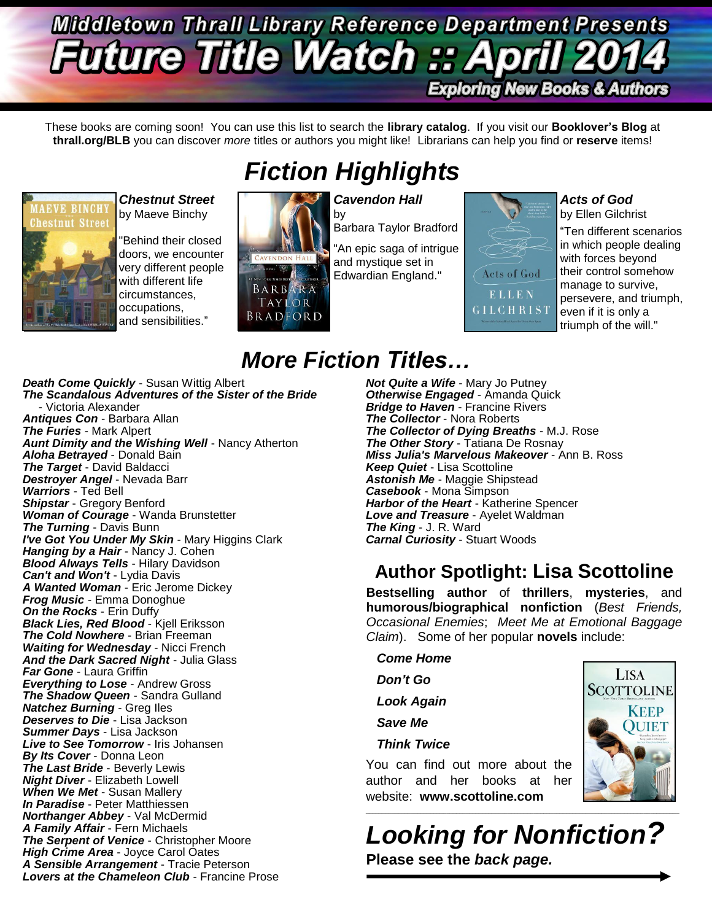# Middletown Thrall Library Reference Department Presents

# Future Title Watch :: April 2014

**Exploring New Books & Authors**

These books are coming soon! You can use this list to search the **library catalog**. If you visit our **Booklover's Blog** at **thrall.org/BLB** you can discover *more* titles or authors you might like! Librarians can help you find or **reserve** items!

## *Fiction Highlights*

***Chestnut Street*** by Maeve Binchy

"Behind their closed doors, we encounter very different people with different life circumstances, occupations, and sensibilities."

***Cavendon Hall*** by Barbara Taylor Bradford

"An epic saga of intrigue and mystique set in Edwardian England."

***Acts of God*** by Ellen Gilchrist

"Ten different scenarios in which people dealing with forces beyond their control somehow manage to survive, persevere, and triumph, even if it is only a triumph of the will."

## *More Fiction Titles…*

***Death Come Quickly*** - Susan Wittig Albert
***The Scandalous Adventures of the Sister of the Bride*** - Victoria Alexander
***Antiques Con*** - Barbara Allan
***The Furies*** - Mark Alpert
***Aunt Dimity and the Wishing Well*** - Nancy Atherton
***Aloha Betrayed*** - Donald Bain
***The Target*** - David Baldacci
***Destroyer Angel*** - Nevada Barr
***Warriors*** - Ted Bell
***Shipstar*** - Gregory Benford
***Woman of Courage*** - Wanda Brunstetter
***The Turning*** - Davis Bunn
***I've Got You Under My Skin*** - Mary Higgins Clark
***Hanging by a Hair*** - Nancy J. Cohen
***Blood Always Tells*** - Hilary Davidson
***Can't and Won't*** - Lydia Davis
***A Wanted Woman*** - Eric Jerome Dickey
***Frog Music*** - Emma Donoghue
***On the Rocks*** - Erin Duffy
***Black Lies, Red Blood*** - Kjell Eriksson
***The Cold Nowhere*** - Brian Freeman
***Waiting for Wednesday*** - Nicci French
***And the Dark Sacred Night*** - Julia Glass
***Far Gone*** - Laura Griffin
***Everything to Lose*** - Andrew Gross
***The Shadow Queen*** - Sandra Gulland
***Natchez Burning*** - Greg Iles
***Deserves to Die*** - Lisa Jackson
***Summer Days*** - Lisa Jackson
***Live to See Tomorrow*** - Iris Johansen
***By Its Cover*** - Donna Leon
***The Last Bride*** - Beverly Lewis
***Night Diver*** - Elizabeth Lowell
***When We Met*** - Susan Mallery
***In Paradise*** - Peter Matthiessen
***Northanger Abbey*** - Val McDermid
***A Family Affair*** - Fern Michaels
***The Serpent of Venice*** - Christopher Moore
***High Crime Area*** - Joyce Carol Oates
***A Sensible Arrangement*** - Tracie Peterson
***Lovers at the Chameleon Club*** - Francine Prose
***Not Quite a Wife*** - Mary Jo Putney
***Otherwise Engaged*** - Amanda Quick
***Bridge to Haven*** - Francine Rivers
***The Collector*** - Nora Roberts
***The Collector of Dying Breaths*** - M.J. Rose
***The Other Story*** - Tatiana De Rosnay
***Miss Julia's Marvelous Makeover*** - Ann B. Ross
***Keep Quiet*** - Lisa Scottoline
***Astonish Me*** - Maggie Shipstead
***Casebook*** - Mona Simpson
***Harbor of the Heart*** - Katherine Spencer
***Love and Treasure*** - Ayelet Waldman
***The King*** - J. R. Ward
***Carnal Curiosity*** - Stuart Woods

## Author Spotlight: Lisa Scottoline

**Bestselling author** of **thrillers**, **mysteries**, and **humorous/biographical nonfiction** (*Best Friends, Occasional Enemies*; *Meet Me at Emotional Baggage Claim*). Some of her popular **novels** include:

***Come Home***

***Don't Go***

***Look Again***

***Save Me***

***Think Twice***

You can find out more about the author and her books at her website: **www.scottoline.com**

## *Looking for Nonfiction?*

**Please see the *back page.***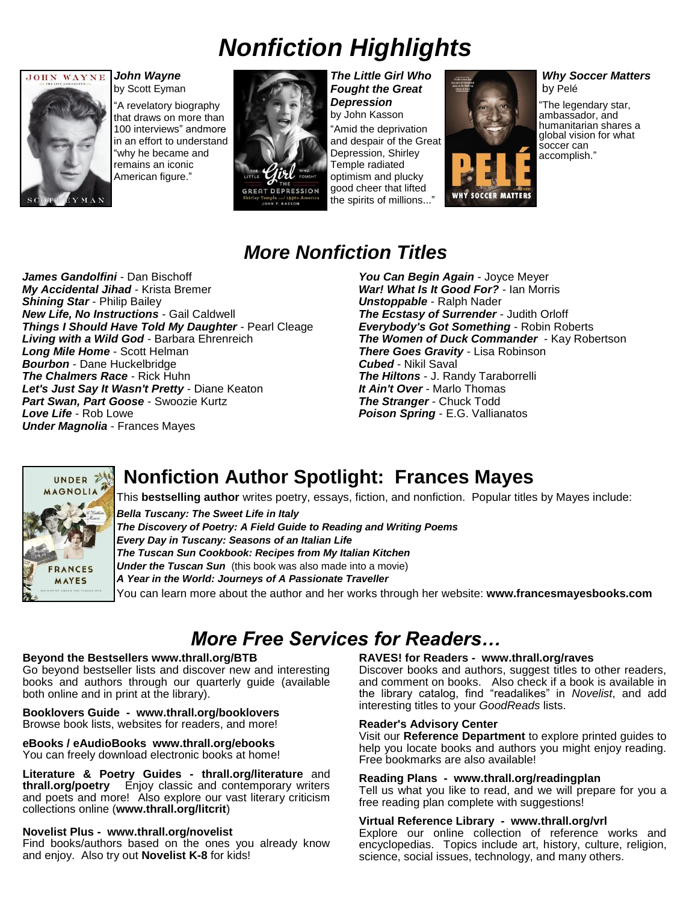# *Nonfiction Highlights*

***John Wayne***
by Scott Eyman

"A revelatory biography that draws on more than 100 interviews" andmore in an effort to understand "why he became and remains an iconic American figure."

***The Little Girl Who Fought the Great Depression***
by John Kasson

"Amid the deprivation and despair of the Great Depression, Shirley Temple radiated optimism and plucky good cheer that lifted the spirits of millions..."

***Why Soccer Matters***
by Pelé

"The legendary star, ambassador, and humanitarian shares a global vision for what soccer can accomplish."

## *More Nonfiction Titles*

***James Gandolfini*** - Dan Bischoff
***My Accidental Jihad*** - Krista Bremer
***Shining Star*** - Philip Bailey
***New Life, No Instructions*** - Gail Caldwell
***Things I Should Have Told My Daughter*** - Pearl Cleage
***Living with a Wild God*** - Barbara Ehrenreich
***Long Mile Home*** - Scott Helman
***Bourbon*** - Dane Huckelbridge
***The Chalmers Race*** - Rick Huhn
***Let's Just Say It Wasn't Pretty*** - Diane Keaton
***Part Swan, Part Goose*** - Swoozie Kurtz
***Love Life*** - Rob Lowe
***Under Magnolia*** - Frances Mayes
***You Can Begin Again*** - Joyce Meyer
***War! What Is It Good For?*** - Ian Morris
***Unstoppable*** - Ralph Nader
***The Ecstasy of Surrender*** - Judith Orloff
***Everybody's Got Something*** - Robin Roberts
***The Women of Duck Commander*** - Kay Robertson
***There Goes Gravity*** - Lisa Robinson
***Cubed*** - Nikil Saval
***The Hiltons*** - J. Randy Taraborrelli
***It Ain't Over*** - Marlo Thomas
***The Stranger*** - Chuck Todd
***Poison Spring*** - E.G. Vallianatos

## Nonfiction Author Spotlight: Frances Mayes

This **bestselling author** writes poetry, essays, fiction, and nonfiction. Popular titles by Mayes include:

***Bella Tuscany: The Sweet Life in Italy***
***The Discovery of Poetry: A Field Guide to Reading and Writing Poems***
***Every Day in Tuscany: Seasons of an Italian Life***
***The Tuscan Sun Cookbook: Recipes from My Italian Kitchen***
***Under the Tuscan Sun*** (this book was also made into a movie)
***A Year in the World: Journeys of A Passionate Traveller***

You can learn more about the author and her works through her website: **www.francesmayesbooks.com**

## *More Free Services for Readers…*

**Beyond the Bestsellers www.thrall.org/BTB**
Go beyond bestseller lists and discover new and interesting books and authors through our quarterly guide (available both online and in print at the library).

**Booklovers Guide - www.thrall.org/booklovers**
Browse book lists, websites for readers, and more!

**eBooks / eAudioBooks www.thrall.org/ebooks**
You can freely download electronic books at home!

**Literature & Poetry Guides - thrall.org/literature** and **thrall.org/poetry** Enjoy classic and contemporary writers and poets and more! Also explore our vast literary criticism collections online (**www.thrall.org/litcrit**)

**Novelist Plus - www.thrall.org/novelist**
Find books/authors based on the ones you already know and enjoy. Also try out **Novelist K-8** for kids!

**RAVES! for Readers - www.thrall.org/raves**
Discover books and authors, suggest titles to other readers, and comment on books. Also check if a book is available in the library catalog, find "readalikes" in *Novelist*, and add interesting titles to your *GoodReads* lists.

**Reader's Advisory Center**
Visit our **Reference Department** to explore printed guides to help you locate books and authors you might enjoy reading. Free bookmarks are also available!

**Reading Plans - www.thrall.org/readingplan**
Tell us what you like to read, and we will prepare for you a free reading plan complete with suggestions!

**Virtual Reference Library - www.thrall.org/vrl**
Explore our online collection of reference works and encyclopedias. Topics include art, history, culture, religion, science, social issues, technology, and many others.